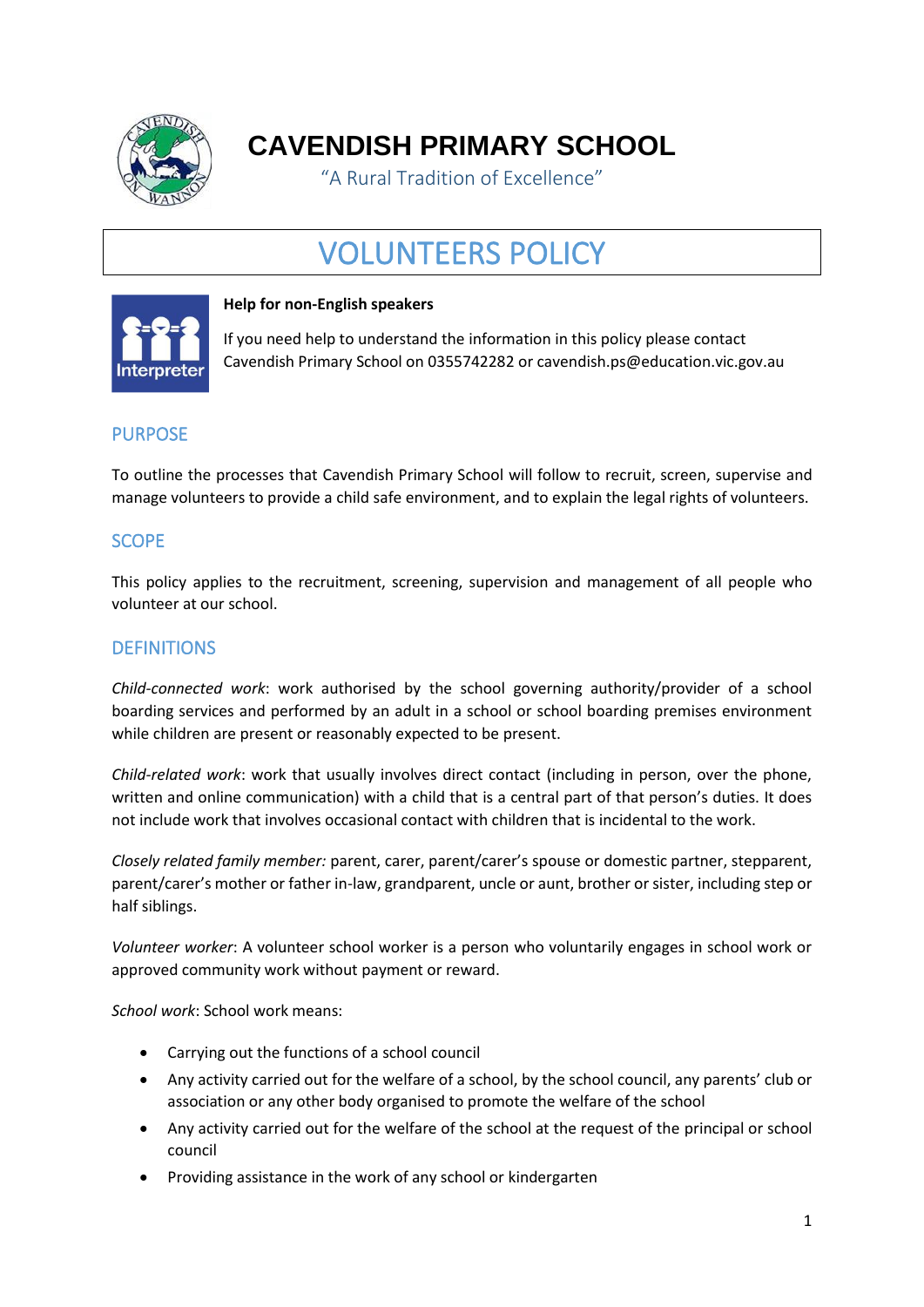# CAVENDISH PRIMARY SCHOOL

"A Rural Tradition of Excellence"

# VOLUNTEERS POLICY

**Help for non-English speakers**

If you need help to understand the information in this policy please contact Cavendish Primary School on 0355742282 or cavendish.ps@education.vic.gov.au

## PURPOSE

To outline the processes that Cavendish Primary School will follow to recruit, screen, supervise and manage volunteers to provide a child safe environment, and to explain the legal rights of volunteers.

## SCOPE

This policy applies to the recruitment, screening, supervision and management of all people who volunteer at our school.

## DEFINITIONS

*Child-connected work*: work authorised by the school governing authority/provider of a school boarding services and performed by an adult in a school or school boarding premises environment while children are present or reasonably expected to be present.

*Child-related work*: work that usually involves direct contact (including in person, over the phone, written and online communication) with a child that is a central part of that person's duties. It does not include work that involves occasional contact with children that is incidental to the work.

*Closely related family member:* parent, carer, parent/carer's spouse or domestic partner, stepparent, parent/carer's mother or father in-law, grandparent, uncle or aunt, brother or sister, including step or half siblings.

*Volunteer worker*: A volunteer school worker is a person who voluntarily engages in school work or approved community work without payment or reward.

*School work*: School work means:

- Carrying out the functions of a school council
- Any activity carried out for the welfare of a school, by the school council, any parents' club or association or any other body organised to promote the welfare of the school
- Any activity carried out for the welfare of the school at the request of the principal or school council
- Providing assistance in the work of any school or kindergarten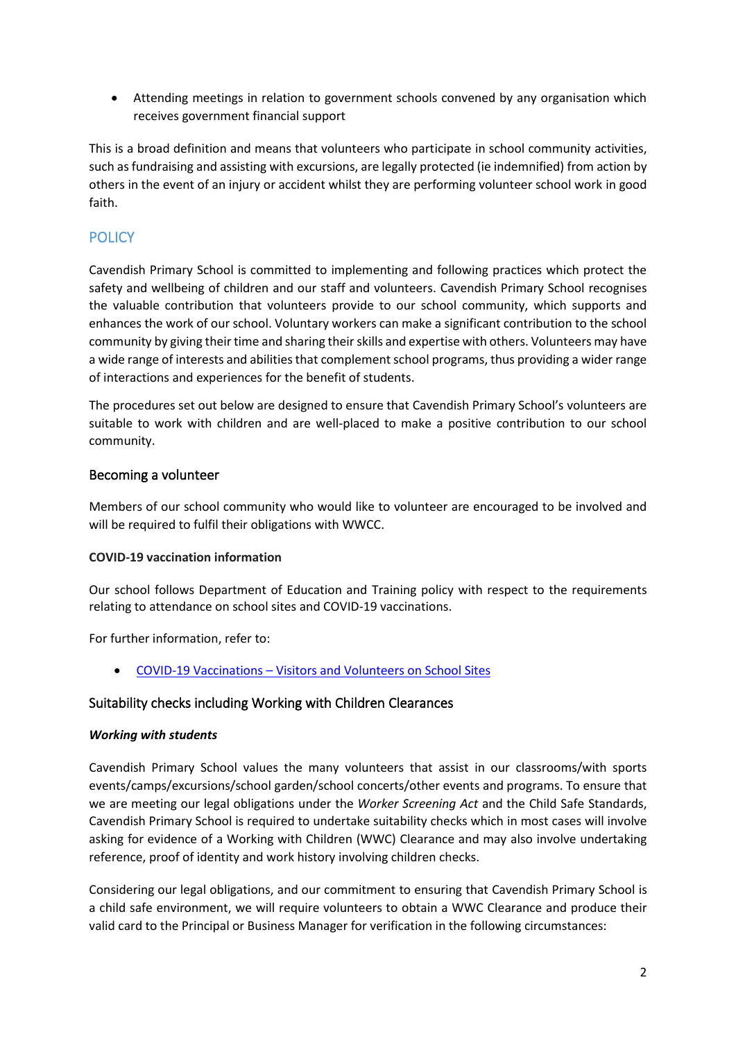- Attending meetings in relation to government schools convened by any organisation which receives government financial support

This is a broad definition and means that volunteers who participate in school community activities, such as fundraising and assisting with excursions, are legally protected (ie indemnified) from action by others in the event of an injury or accident whilst they are performing volunteer school work in good faith.

## POLICY

Cavendish Primary School is committed to implementing and following practices which protect the safety and wellbeing of children and our staff and volunteers. Cavendish Primary School recognises the valuable contribution that volunteers provide to our school community, which supports and enhances the work of our school. Voluntary workers can make a significant contribution to the school community by giving their time and sharing their skills and expertise with others. Volunteers may have a wide range of interests and abilities that complement school programs, thus providing a wider range of interactions and experiences for the benefit of students.

The procedures set out below are designed to ensure that Cavendish Primary School's volunteers are suitable to work with children and are well-placed to make a positive contribution to our school community.

### Becoming a volunteer

Members of our school community who would like to volunteer are encouraged to be involved and will be required to fulfil their obligations with WWCC.

**COVID-19 vaccination information**

Our school follows Department of Education and Training policy with respect to the requirements relating to attendance on school sites and COVID-19 vaccinations.

For further information, refer to:

- [COVID-19 Vaccinations – Visitors and Volunteers on School Sites]

### Suitability checks including Working with Children Clearances

***Working with students***

Cavendish Primary School values the many volunteers that assist in our classrooms/with sports events/camps/excursions/school garden/school concerts/other events and programs. To ensure that we are meeting our legal obligations under the *Worker Screening Act* and the Child Safe Standards, Cavendish Primary School is required to undertake suitability checks which in most cases will involve asking for evidence of a Working with Children (WWC) Clearance and may also involve undertaking reference, proof of identity and work history involving children checks.

Considering our legal obligations, and our commitment to ensuring that Cavendish Primary School is a child safe environment, we will require volunteers to obtain a WWC Clearance and produce their valid card to the Principal or Business Manager for verification in the following circumstances: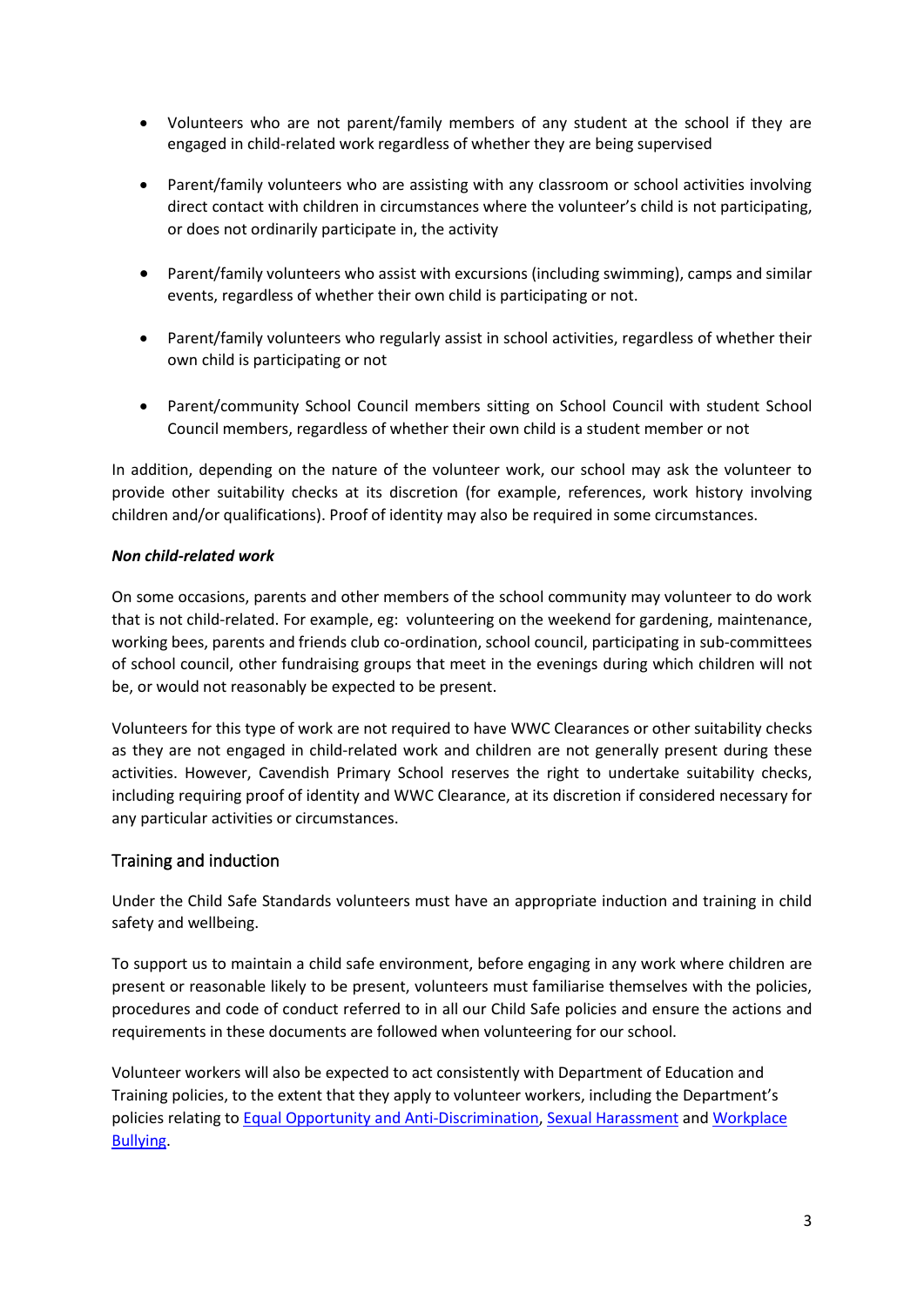- Volunteers who are not parent/family members of any student at the school if they are engaged in child-related work regardless of whether they are being supervised
- Parent/family volunteers who are assisting with any classroom or school activities involving direct contact with children in circumstances where the volunteer's child is not participating, or does not ordinarily participate in, the activity
- Parent/family volunteers who assist with excursions (including swimming), camps and similar events, regardless of whether their own child is participating or not.
- Parent/family volunteers who regularly assist in school activities, regardless of whether their own child is participating or not
- Parent/community School Council members sitting on School Council with student School Council members, regardless of whether their own child is a student member or not

In addition, depending on the nature of the volunteer work, our school may ask the volunteer to provide other suitability checks at its discretion (for example, references, work history involving children and/or qualifications). Proof of identity may also be required in some circumstances.

***Non child-related work***

On some occasions, parents and other members of the school community may volunteer to do work that is not child-related. For example, eg: volunteering on the weekend for gardening, maintenance, working bees, parents and friends club co-ordination, school council, participating in sub-committees of school council, other fundraising groups that meet in the evenings during which children will not be, or would not reasonably be expected to be present.

Volunteers for this type of work are not required to have WWC Clearances or other suitability checks as they are not engaged in child-related work and children are not generally present during these activities. However, Cavendish Primary School reserves the right to undertake suitability checks, including requiring proof of identity and WWC Clearance, at its discretion if considered necessary for any particular activities or circumstances.

## Training and induction

Under the Child Safe Standards volunteers must have an appropriate induction and training in child safety and wellbeing.

To support us to maintain a child safe environment, before engaging in any work where children are present or reasonable likely to be present, volunteers must familiarise themselves with the policies, procedures and code of conduct referred to in all our Child Safe policies and ensure the actions and requirements in these documents are followed when volunteering for our school.

Volunteer workers will also be expected to act consistently with Department of Education and Training policies, to the extent that they apply to volunteer workers, including the Department's policies relating to Equal Opportunity and Anti-Discrimination, Sexual Harassment and Workplace Bullying.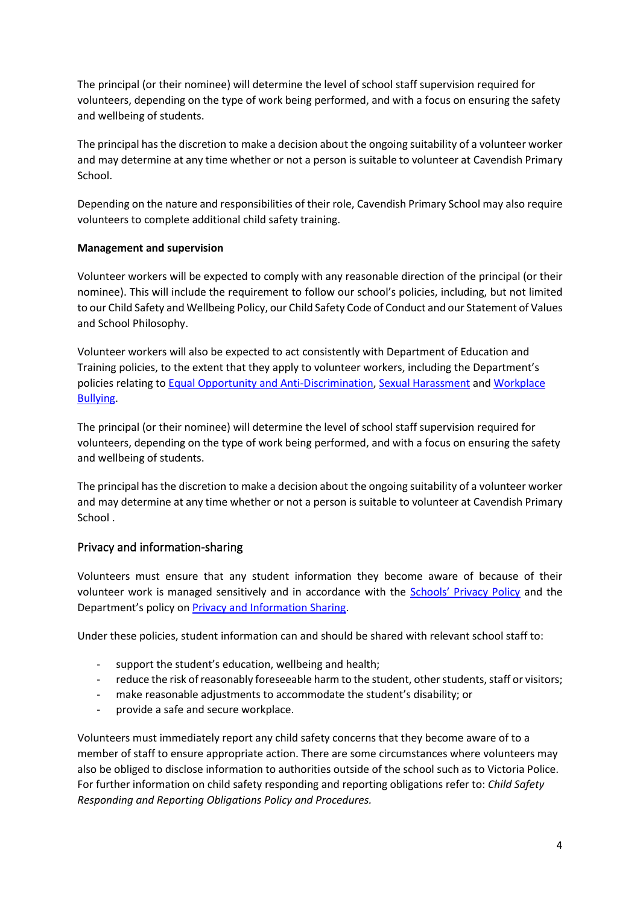The principal (or their nominee) will determine the level of school staff supervision required for volunteers, depending on the type of work being performed, and with a focus on ensuring the safety and wellbeing of students.

The principal has the discretion to make a decision about the ongoing suitability of a volunteer worker and may determine at any time whether or not a person is suitable to volunteer at Cavendish Primary School.

Depending on the nature and responsibilities of their role, Cavendish Primary School may also require volunteers to complete additional child safety training.

**Management and supervision**

Volunteer workers will be expected to comply with any reasonable direction of the principal (or their nominee). This will include the requirement to follow our school's policies, including, but not limited to our Child Safety and Wellbeing Policy, our Child Safety Code of Conduct and our Statement of Values and School Philosophy.

Volunteer workers will also be expected to act consistently with Department of Education and Training policies, to the extent that they apply to volunteer workers, including the Department's policies relating to Equal Opportunity and Anti-Discrimination, Sexual Harassment and Workplace Bullying.

The principal (or their nominee) will determine the level of school staff supervision required for volunteers, depending on the type of work being performed, and with a focus on ensuring the safety and wellbeing of students.

The principal has the discretion to make a decision about the ongoing suitability of a volunteer worker and may determine at any time whether or not a person is suitable to volunteer at Cavendish Primary School .

## Privacy and information-sharing

Volunteers must ensure that any student information they become aware of because of their volunteer work is managed sensitively and in accordance with the Schools' Privacy Policy and the Department's policy on Privacy and Information Sharing.

Under these policies, student information can and should be shared with relevant school staff to:

- support the student's education, wellbeing and health;
- reduce the risk of reasonably foreseeable harm to the student, other students, staff or visitors;
- make reasonable adjustments to accommodate the student's disability; or
- provide a safe and secure workplace.

Volunteers must immediately report any child safety concerns that they become aware of to a member of staff to ensure appropriate action. There are some circumstances where volunteers may also be obliged to disclose information to authorities outside of the school such as to Victoria Police. For further information on child safety responding and reporting obligations refer to: *Child Safety Responding and Reporting Obligations Policy and Procedures.*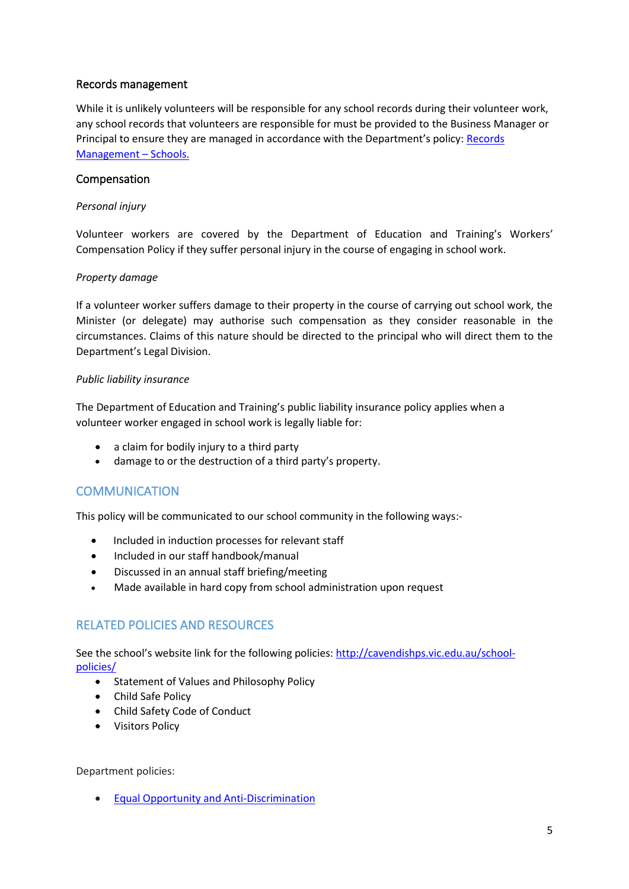### Records management

While it is unlikely volunteers will be responsible for any school records during their volunteer work, any school records that volunteers are responsible for must be provided to the Business Manager or Principal to ensure they are managed in accordance with the Department's policy: [Records Management – Schools.]()

### Compensation

*Personal injury*

Volunteer workers are covered by the Department of Education and Training's Workers' Compensation Policy if they suffer personal injury in the course of engaging in school work.

*Property damage*

If a volunteer worker suffers damage to their property in the course of carrying out school work, the Minister (or delegate) may authorise such compensation as they consider reasonable in the circumstances. Claims of this nature should be directed to the principal who will direct them to the Department's Legal Division.

*Public liability insurance*

The Department of Education and Training's public liability insurance policy applies when a volunteer worker engaged in school work is legally liable for:

- a claim for bodily injury to a third party
- damage to or the destruction of a third party's property.

## COMMUNICATION

This policy will be communicated to our school community in the following ways:-

- Included in induction processes for relevant staff
- Included in our staff handbook/manual
- Discussed in an annual staff briefing/meeting
- Made available in hard copy from school administration upon request

## RELATED POLICIES AND RESOURCES

See the school's website link for the following policies: [http://cavendishps.vic.edu.au/school-policies/](http://cavendishps.vic.edu.au/school-policies/)

- Statement of Values and Philosophy Policy
- Child Safe Policy
- Child Safety Code of Conduct
- Visitors Policy

Department policies:

- [Equal Opportunity and Anti-Discrimination]()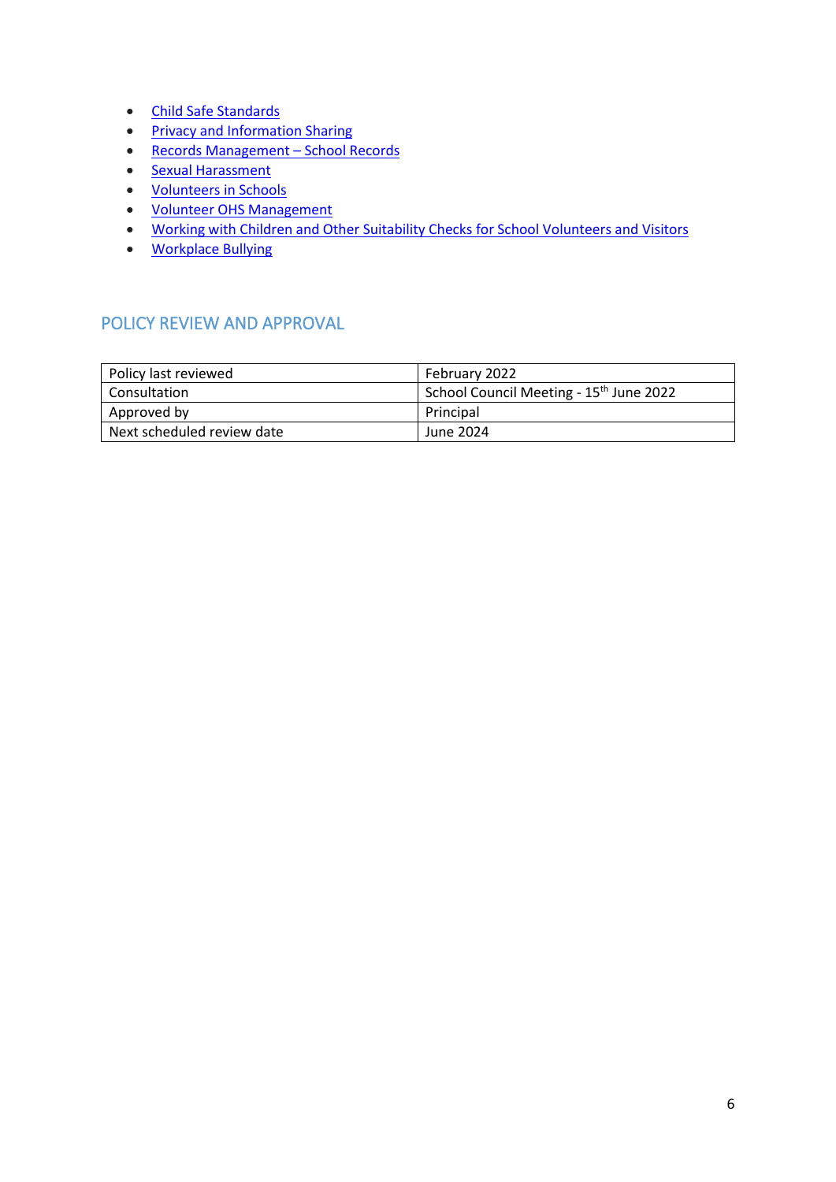- Child Safe Standards
- Privacy and Information Sharing
- Records Management – School Records
- Sexual Harassment
- Volunteers in Schools
- Volunteer OHS Management
- Working with Children and Other Suitability Checks for School Volunteers and Visitors
- Workplace Bullying

## POLICY REVIEW AND APPROVAL

| | |
|---|---|
| Policy last reviewed | February 2022 |
| Consultation | School Council Meeting - 15th June 2022 |
| Approved by | Principal |
| Next scheduled review date | June 2024 |